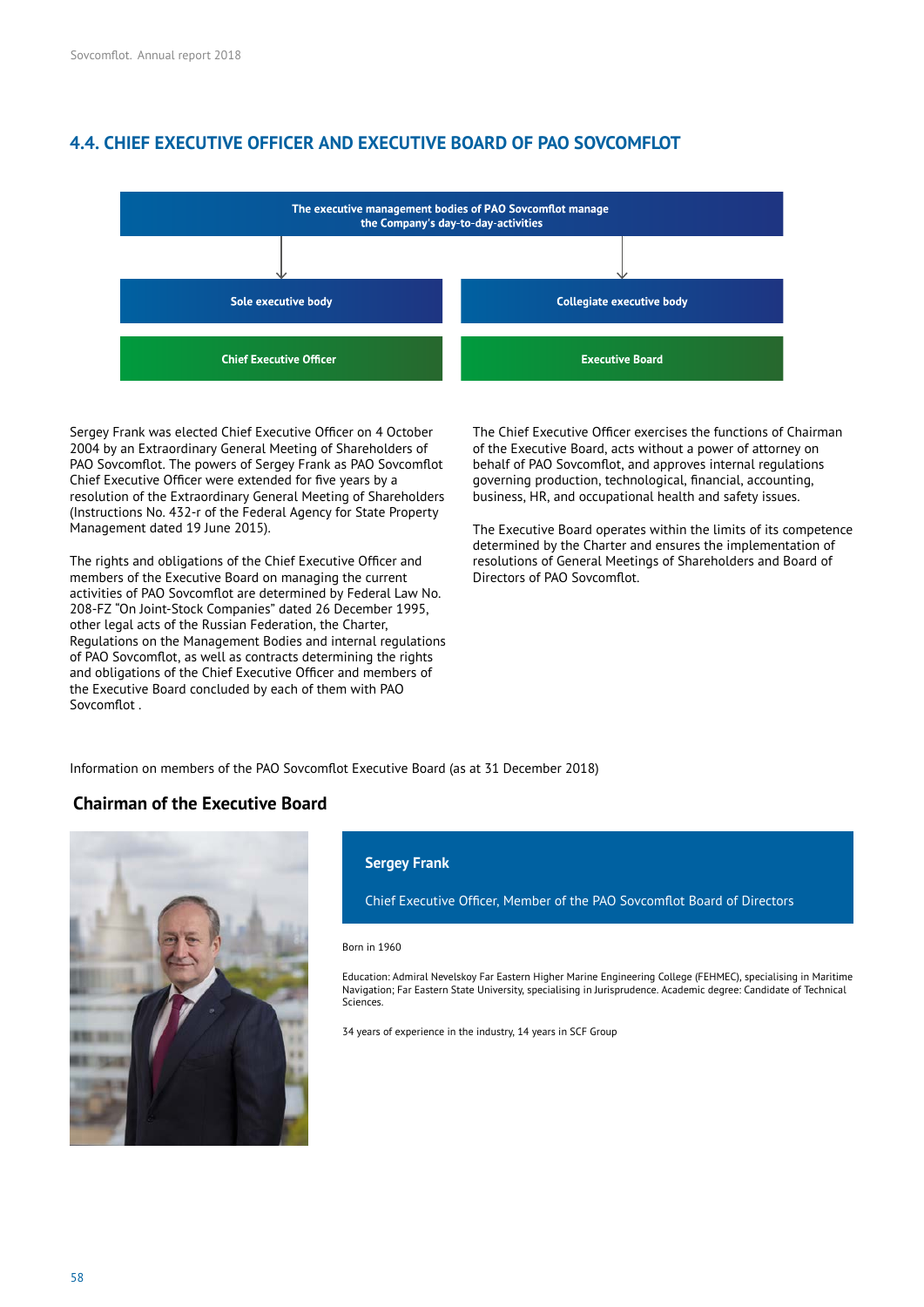## 4.4. CHIEF EXECUTIVE OFFICER AND EXECUTIVE BOARD OF PAO SOVCOMFLOT

**The executive management bodies of PAO Sovcomflot manage the Company's day-to-day-activities**

| Sole executive body | Collegiate executive body |
|---|---|
| Chief Executive Officer | Executive Board |

Sergey Frank was elected Chief Executive Officer on 4 October 2004 by an Extraordinary General Meeting of Shareholders of PAO Sovcomflot. The powers of Sergey Frank as PAO Sovcomflot Chief Executive Officer were extended for five years by a resolution of the Extraordinary General Meeting of Shareholders (Instructions No. 432-r of the Federal Agency for State Property Management dated 19 June 2015).

The rights and obligations of the Chief Executive Officer and members of the Executive Board on managing the current activities of PAO Sovcomflot are determined by Federal Law No. 208-FZ "On Joint-Stock Companies" dated 26 December 1995, other legal acts of the Russian Federation, the Charter, Regulations on the Management Bodies and internal regulations of PAO Sovcomflot, as well as contracts determining the rights and obligations of the Chief Executive Officer and members of the Executive Board concluded by each of them with PAO Sovcomflot .

The Chief Executive Officer exercises the functions of Chairman of the Executive Board, acts without a power of attorney on behalf of PAO Sovcomflot, and approves internal regulations governing production, technological, financial, accounting, business, HR, and occupational health and safety issues.

The Executive Board operates within the limits of its competence determined by the Charter and ensures the implementation of resolutions of General Meetings of Shareholders and Board of Directors of PAO Sovcomflot.

Information on members of the PAO Sovcomflot Executive Board (as at 31 December 2018)

### Chairman of the Executive Board

**Sergey Frank**

Chief Executive Officer, Member of the PAO Sovcomflot Board of Directors

Born in 1960

Education: Admiral Nevelskoy Far Eastern Higher Marine Engineering College (FEHMEC), specialising in Maritime Navigation; Far Eastern State University, specialising in Jurisprudence. Academic degree: Candidate of Technical Sciences.

34 years of experience in the industry, 14 years in SCF Group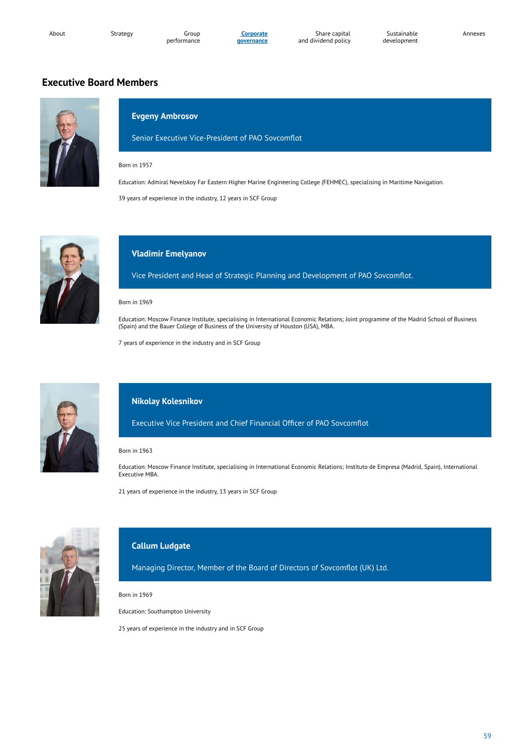## Executive Board Members

### Evgeny Ambrosov

Senior Executive Vice-President of PAO Sovcomflot

Born in 1957

Education: Admiral Nevelskoy Far Eastern Higher Marine Engineering College (FEHMEC), specialising in Maritime Navigation.

39 years of experience in the industry, 12 years in SCF Group

### Vladimir Emelyanov

Vice President and Head of Strategic Planning and Development of PAO Sovcomflot.

Born in 1969

Education: Moscow Finance Institute, specialising in International Economic Relations; Joint programme of the Madrid School of Business (Spain) and the Bauer College of Business of the University of Houston (USA), MBA.

7 years of experience in the industry and in SCF Group

### Nikolay Kolesnikov

Executive Vice President and Chief Financial Officer of PAO Sovcomflot

Born in 1963

Education: Moscow Finance Institute, specialising in International Economic Relations; Instituto de Empresa (Madrid, Spain), International Executive MBA.

21 years of experience in the industry, 13 years in SCF Group

### Callum Ludgate

Managing Director, Member of the Board of Directors of Sovcomflot (UK) Ltd.

Born in 1969

Education: Southampton University

25 years of experience in the industry and in SCF Group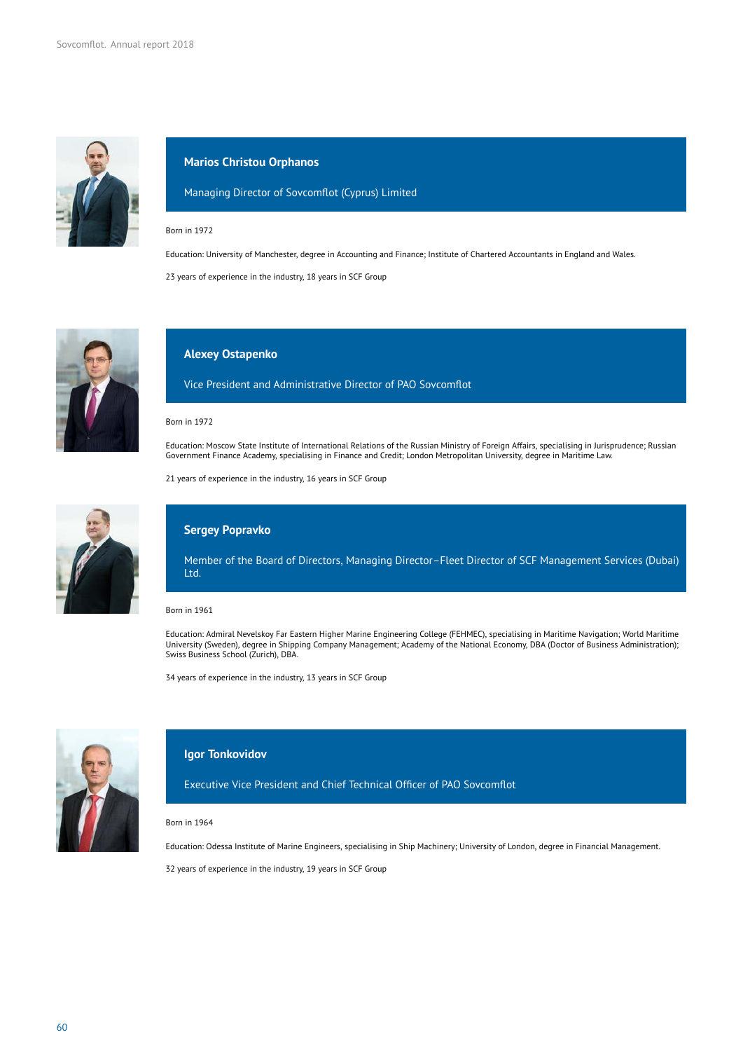### Marios Christou Orphanos

Managing Director of Sovcomflot (Cyprus) Limited

Born in 1972

Education: University of Manchester, degree in Accounting and Finance; Institute of Chartered Accountants in England and Wales.

23 years of experience in the industry, 18 years in SCF Group

### Alexey Ostapenko

Vice President and Administrative Director of PAO Sovcomflot

Born in 1972

Education: Moscow State Institute of International Relations of the Russian Ministry of Foreign Affairs, specialising in Jurisprudence; Russian Government Finance Academy, specialising in Finance and Credit; London Metropolitan University, degree in Maritime Law.

21 years of experience in the industry, 16 years in SCF Group

### Sergey Popravko

Member of the Board of Directors, Managing Director–Fleet Director of SCF Management Services (Dubai) Ltd.

Born in 1961

Education: Admiral Nevelskoy Far Eastern Higher Marine Engineering College (FEHMEC), specialising in Maritime Navigation; World Maritime University (Sweden), degree in Shipping Company Management; Academy of the National Economy, DBA (Doctor of Business Administration); Swiss Business School (Zurich), DBA.

34 years of experience in the industry, 13 years in SCF Group

### Igor Tonkovidov

Executive Vice President and Chief Technical Officer of PAO Sovcomflot

Born in 1964

Education: Odessa Institute of Marine Engineers, specialising in Ship Machinery; University of London, degree in Financial Management.

32 years of experience in the industry, 19 years in SCF Group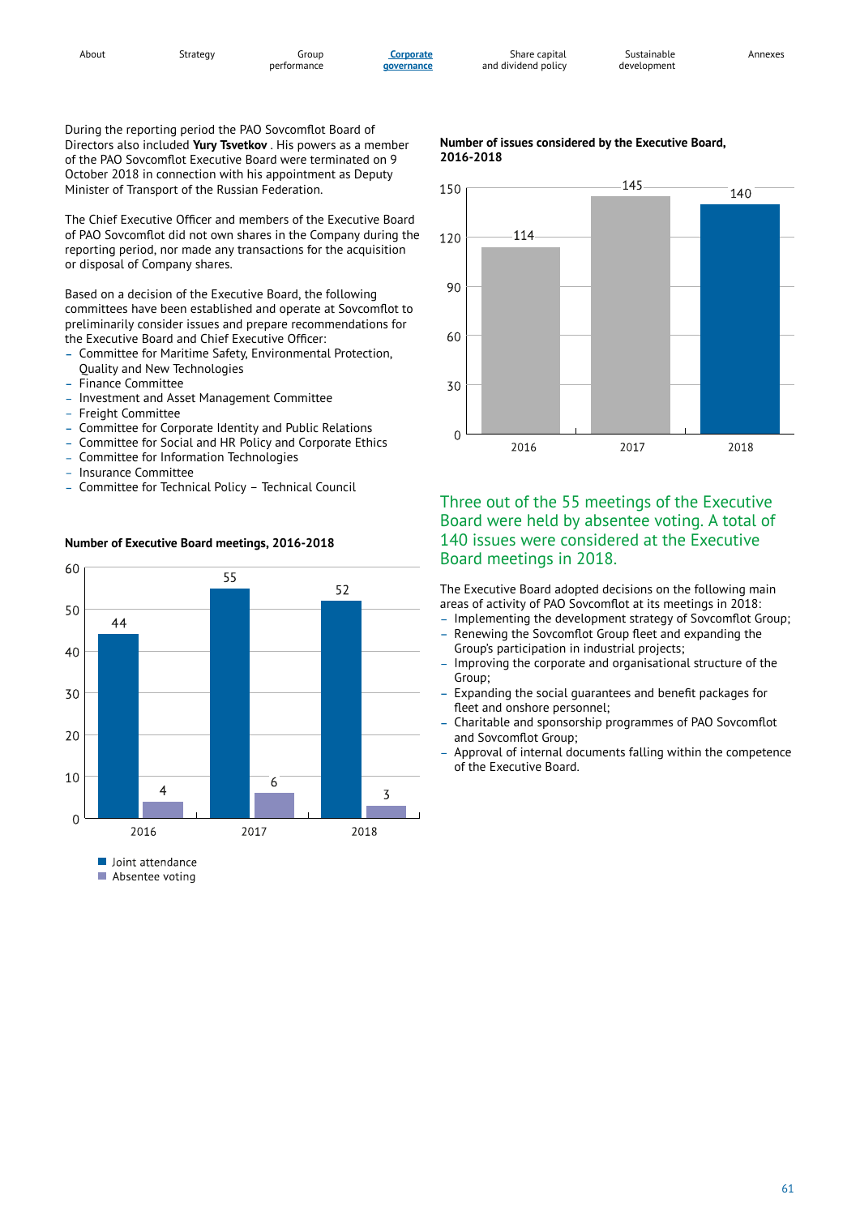During the reporting period the PAO Sovcomflot Board of Directors also included **Yury Tsvetkov** . His powers as a member of the PAO Sovcomflot Executive Board were terminated on 9 October 2018 in connection with his appointment as Deputy Minister of Transport of the Russian Federation.

The Chief Executive Officer and members of the Executive Board of PAO Sovcomflot did not own shares in the Company during the reporting period, nor made any transactions for the acquisition or disposal of Company shares.

Based on a decision of the Executive Board, the following committees have been established and operate at Sovcomflot to preliminarily consider issues and prepare recommendations for the Executive Board and Chief Executive Officer:

- Committee for Maritime Safety, Environmental Protection, Quality and New Technologies
- Finance Committee
- Investment and Asset Management Committee
- Freight Committee
- Committee for Corporate Identity and Public Relations
- Committee for Social and HR Policy and Corporate Ethics
- Committee for Information Technologies
- Insurance Committee
- Committee for Technical Policy – Technical Council

**Number of Executive Board meetings, 2016-2018**

60
50
40
30
20
10
0

44
4
2016

55
6
2017

52
3
2018

Joint attendance
Absentee voting

**Number of issues considered by the Executive Board, 2016-2018**

150
120
90
60
30
0

114
2016

145
2017

140
2018

## Three out of the 55 meetings of the Executive Board were held by absentee voting. A total of 140 issues were considered at the Executive Board meetings in 2018.

The Executive Board adopted decisions on the following main areas of activity of PAO Sovcomflot at its meetings in 2018:

- Implementing the development strategy of Sovcomflot Group;
- Renewing the Sovcomflot Group fleet and expanding the Group's participation in industrial projects;
- Improving the corporate and organisational structure of the Group;
- Expanding the social guarantees and benefit packages for fleet and onshore personnel;
- Charitable and sponsorship programmes of PAO Sovcomflot and Sovcomflot Group;
- Approval of internal documents falling within the competence of the Executive Board.